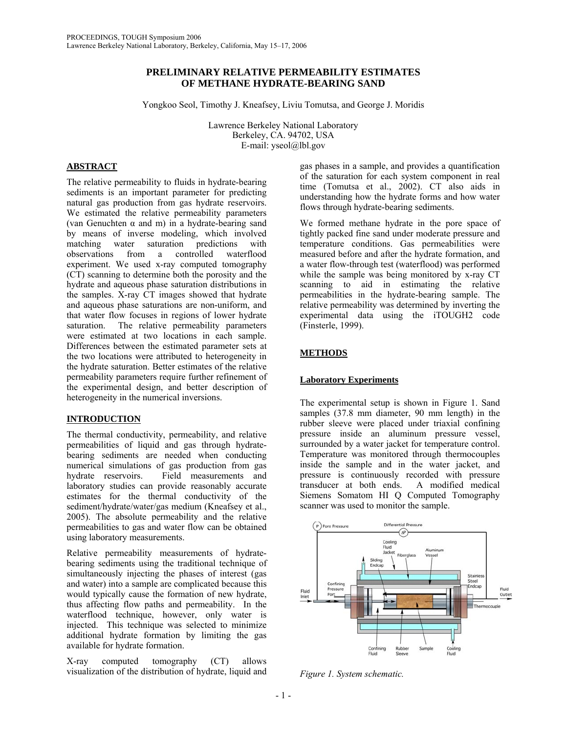# PRELIMINARY RELATIVE PERMEABILITY ESTIMATES OF METHANE HYDRATE-BEARING SAND

Yongkoo Seol, Timothy J. Kneafsey, Liviu Tomutsa, and George J. Moridis

Lawrence Berkeley National Laboratory
Berkeley, CA. 94702, USA
E-mail: yseol@lbl.gov

## ABSTRACT

The relative permeability to fluids in hydrate-bearing sediments is an important parameter for predicting natural gas production from gas hydrate reservoirs. We estimated the relative permeability parameters (van Genuchten $\alpha$ and m) in a hydrate-bearing sand by means of inverse modeling, which involved matching water saturation predictions with observations from a controlled waterflood experiment. We used x-ray computed tomography (CT) scanning to determine both the porosity and the hydrate and aqueous phase saturation distributions in the samples. X-ray CT images showed that hydrate and aqueous phase saturations are non-uniform, and that water flow focuses in regions of lower hydrate saturation. The relative permeability parameters were estimated at two locations in each sample. Differences between the estimated parameter sets at the two locations were attributed to heterogeneity in the hydrate saturation. Better estimates of the relative permeability parameters require further refinement of the experimental design, and better description of heterogeneity in the numerical inversions.

## INTRODUCTION

The thermal conductivity, permeability, and relative permeabilities of liquid and gas through hydrate-bearing sediments are needed when conducting numerical simulations of gas production from gas hydrate reservoirs. Field measurements and laboratory studies can provide reasonably accurate estimates for the thermal conductivity of the sediment/hydrate/water/gas medium (Kneafsey et al., 2005). The absolute permeability and the relative permeabilities to gas and water flow can be obtained using laboratory measurements.

Relative permeability measurements of hydrate-bearing sediments using the traditional technique of simultaneously injecting the phases of interest (gas and water) into a sample are complicated because this would typically cause the formation of new hydrate, thus affecting flow paths and permeability. In the waterflood technique, however, only water is injected. This technique was selected to minimize additional hydrate formation by limiting the gas available for hydrate formation.

X-ray computed tomography (CT) allows visualization of the distribution of hydrate, liquid and gas phases in a sample, and provides a quantification of the saturation for each system component in real time (Tomutsa et al., 2002). CT also aids in understanding how the hydrate forms and how water flows through hydrate-bearing sediments.

We formed methane hydrate in the pore space of tightly packed fine sand under moderate pressure and temperature conditions. Gas permeabilities were measured before and after the hydrate formation, and a water flow-through test (waterflood) was performed while the sample was being monitored by x-ray CT scanning to aid in estimating the relative permeabilities in the hydrate-bearing sample. The relative permeability was determined by inverting the experimental data using the iTOUGH2 code (Finsterle, 1999).

## METHODS

### Laboratory Experiments

The experimental setup is shown in Figure 1. Sand samples (37.8 mm diameter, 90 mm length) in the rubber sleeve were placed under triaxial confining pressure inside an aluminum pressure vessel, surrounded by a water jacket for temperature control. Temperature was monitored through thermocouples inside the sample and in the water jacket, and pressure is continuously recorded with pressure transducer at both ends. A modified medical Siemens Somatom HI Q Computed Tomography scanner was used to monitor the sample.

*Figure 1. System schematic.*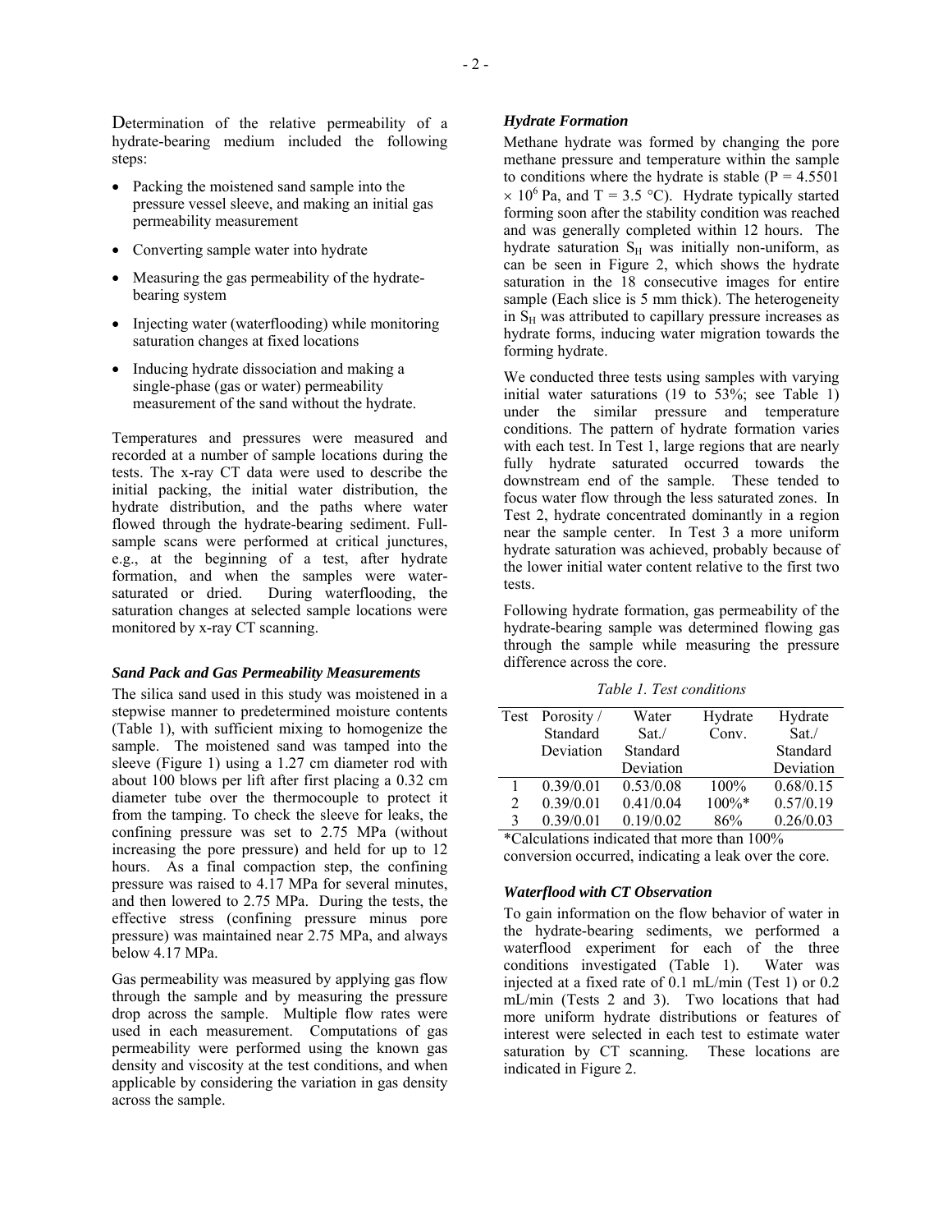Determination of the relative permeability of a hydrate-bearing medium included the following steps:

- Packing the moistened sand sample into the pressure vessel sleeve, and making an initial gas permeability measurement
- Converting sample water into hydrate
- Measuring the gas permeability of the hydrate-bearing system
- Injecting water (waterflooding) while monitoring saturation changes at fixed locations
- Inducing hydrate dissociation and making a single-phase (gas or water) permeability measurement of the sand without the hydrate.

Temperatures and pressures were measured and recorded at a number of sample locations during the tests. The x-ray CT data were used to describe the initial packing, the initial water distribution, the hydrate distribution, and the paths where water flowed through the hydrate-bearing sediment. Full-sample scans were performed at critical junctures, e.g., at the beginning of a test, after hydrate formation, and when the samples were water-saturated or dried. During waterflooding, the saturation changes at selected sample locations were monitored by x-ray CT scanning.

### *Sand Pack and Gas Permeability Measurements*

The silica sand used in this study was moistened in a stepwise manner to predetermined moisture contents (Table 1), with sufficient mixing to homogenize the sample. The moistened sand was tamped into the sleeve (Figure 1) using a 1.27 cm diameter rod with about 100 blows per lift after first placing a 0.32 cm diameter tube over the thermocouple to protect it from the tamping. To check the sleeve for leaks, the confining pressure was set to 2.75 MPa (without increasing the pore pressure) and held for up to 12 hours. As a final compaction step, the confining pressure was raised to 4.17 MPa for several minutes, and then lowered to 2.75 MPa. During the tests, the effective stress (confining pressure minus pore pressure) was maintained near 2.75 MPa, and always below 4.17 MPa.

Gas permeability was measured by applying gas flow through the sample and by measuring the pressure drop across the sample. Multiple flow rates were used in each measurement. Computations of gas permeability were performed using the known gas density and viscosity at the test conditions, and when applicable by considering the variation in gas density across the sample.

### *Hydrate Formation*

Methane hydrate was formed by changing the pore methane pressure and temperature within the sample to conditions where the hydrate is stable ($P = 4.5501 \times 10^6$ Pa, and $T = 3.5$ °C). Hydrate typically started forming soon after the stability condition was reached and was generally completed within 12 hours. The hydrate saturation $S_H$ was initially non-uniform, as can be seen in Figure 2, which shows the hydrate saturation in the 18 consecutive images for entire sample (Each slice is 5 mm thick). The heterogeneity in $S_H$ was attributed to capillary pressure increases as hydrate forms, inducing water migration towards the forming hydrate.

We conducted three tests using samples with varying initial water saturations (19 to 53%; see Table 1) under the similar pressure and temperature conditions. The pattern of hydrate formation varies with each test. In Test 1, large regions that are nearly fully hydrate saturated occurred towards the downstream end of the sample. These tended to focus water flow through the less saturated zones. In Test 2, hydrate concentrated dominantly in a region near the sample center. In Test 3 a more uniform hydrate saturation was achieved, probably because of the lower initial water content relative to the first two tests.

Following hydrate formation, gas permeability of the hydrate-bearing sample was determined flowing gas through the sample while measuring the pressure difference across the core.

*Table 1. Test conditions*

| Test | Porosity / Standard Deviation | Water Sat./ Standard Deviation | Hydrate Conv. | Hydrate Sat./ Standard Deviation |
|---|---|---|---|---|
| 1 | 0.39/0.01 | 0.53/0.08 | 100% | 0.68/0.15 |
| 2 | 0.39/0.01 | 0.41/0.04 | 100%* | 0.57/0.19 |
| 3 | 0.39/0.01 | 0.19/0.02 | 86% | 0.26/0.03 |

*Calculations indicated that more than 100% conversion occurred, indicating a leak over the core.

### *Waterflood with CT Observation*

To gain information on the flow behavior of water in the hydrate-bearing sediments, we performed a waterflood experiment for each of the three conditions investigated (Table 1). Water was injected at a fixed rate of 0.1 mL/min (Test 1) or 0.2 mL/min (Tests 2 and 3). Two locations that had more uniform hydrate distributions or features of interest were selected in each test to estimate water saturation by CT scanning. These locations are indicated in Figure 2.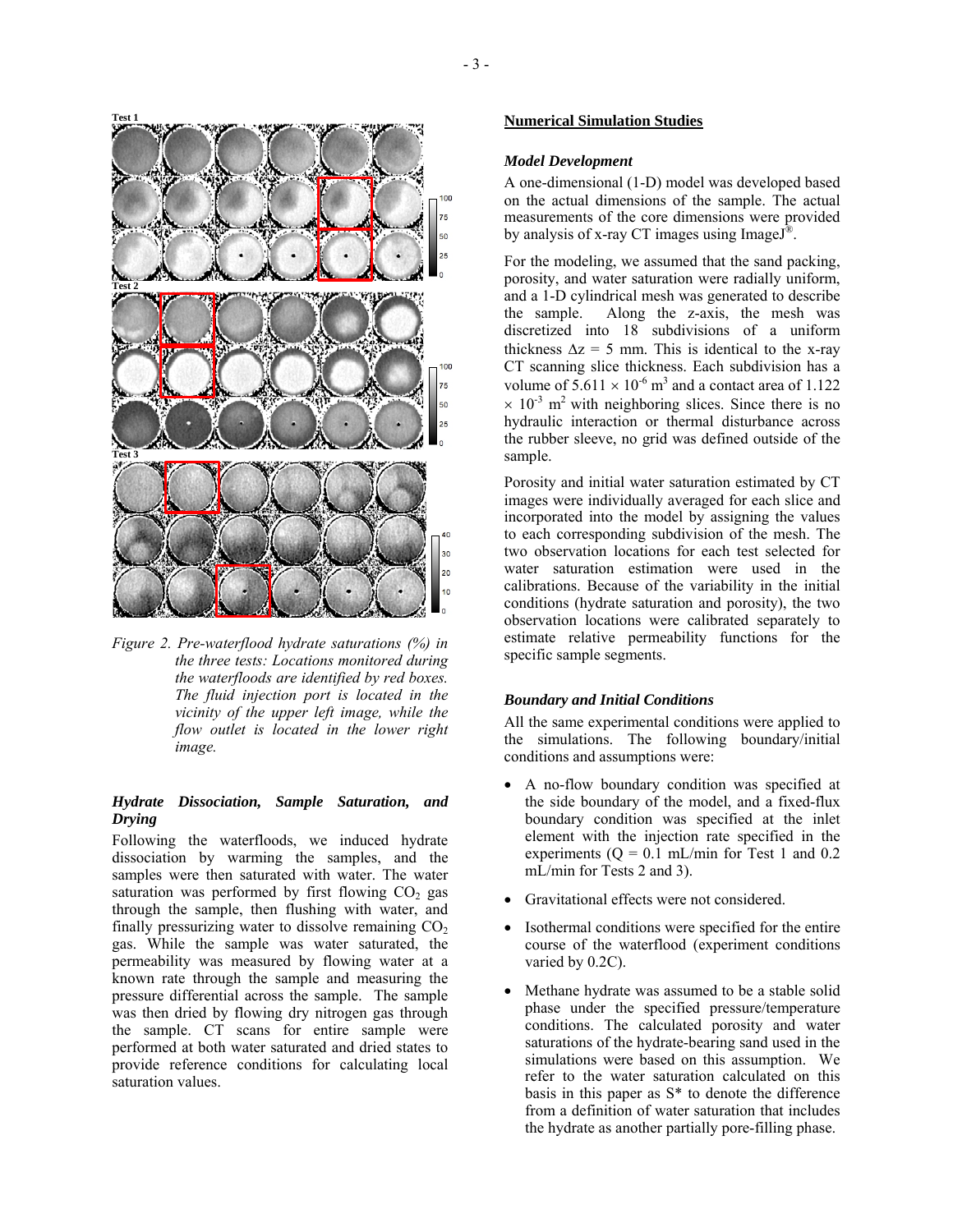Figure 2. Pre-waterflood hydrate saturations (%) in the three tests: Locations monitored during the waterfloods are identified by red boxes. The fluid injection port is located in the vicinity of the upper left image, while the flow outlet is located in the lower right image.

### *Hydrate Dissociation, Sample Saturation, and Drying*

Following the waterfloods, we induced hydrate dissociation by warming the samples, and the samples were then saturated with water. The water saturation was performed by first flowing $CO_2$ gas through the sample, then flushing with water, and finally pressurizing water to dissolve remaining $CO_2$ gas. While the sample was water saturated, the permeability was measured by flowing water at a known rate through the sample and measuring the pressure differential across the sample. The sample was then dried by flowing dry nitrogen gas through the sample. CT scans for entire sample were performed at both water saturated and dried states to provide reference conditions for calculating local saturation values.

## Numerical Simulation Studies

### *Model Development*

A one-dimensional (1-D) model was developed based on the actual dimensions of the sample. The actual measurements of the core dimensions were provided by analysis of x-ray CT images using ImageJ®.

For the modeling, we assumed that the sand packing, porosity, and water saturation were radially uniform, and a 1-D cylindrical mesh was generated to describe the sample. Along the z-axis, the mesh was discretized into 18 subdivisions of a uniform thickness $\Delta z = 5$ mm. This is identical to the x-ray CT scanning slice thickness. Each subdivision has a volume of $5.611 \times 10^{-6}$ m$^3$ and a contact area of $1.122 \times 10^{-3}$ m$^2$ with neighboring slices. Since there is no hydraulic interaction or thermal disturbance across the rubber sleeve, no grid was defined outside of the sample.

Porosity and initial water saturation estimated by CT images were individually averaged for each slice and incorporated into the model by assigning the values to each corresponding subdivision of the mesh. The two observation locations for each test selected for water saturation estimation were used in the calibrations. Because of the variability in the initial conditions (hydrate saturation and porosity), the two observation locations were calibrated separately to estimate relative permeability functions for the specific sample segments.

### *Boundary and Initial Conditions*

All the same experimental conditions were applied to the simulations. The following boundary/initial conditions and assumptions were:

- A no-flow boundary condition was specified at the side boundary of the model, and a fixed-flux boundary condition was specified at the inlet element with the injection rate specified in the experiments ($Q = 0.1$ mL/min for Test 1 and 0.2 mL/min for Tests 2 and 3).
- Gravitational effects were not considered.
- Isothermal conditions were specified for the entire course of the waterflood (experiment conditions varied by 0.2C).
- Methane hydrate was assumed to be a stable solid phase under the specified pressure/temperature conditions. The calculated porosity and water saturations of the hydrate-bearing sand used in the simulations were based on this assumption. We refer to the water saturation calculated on this basis in this paper as $S^*$ to denote the difference from a definition of water saturation that includes the hydrate as another partially pore-filling phase.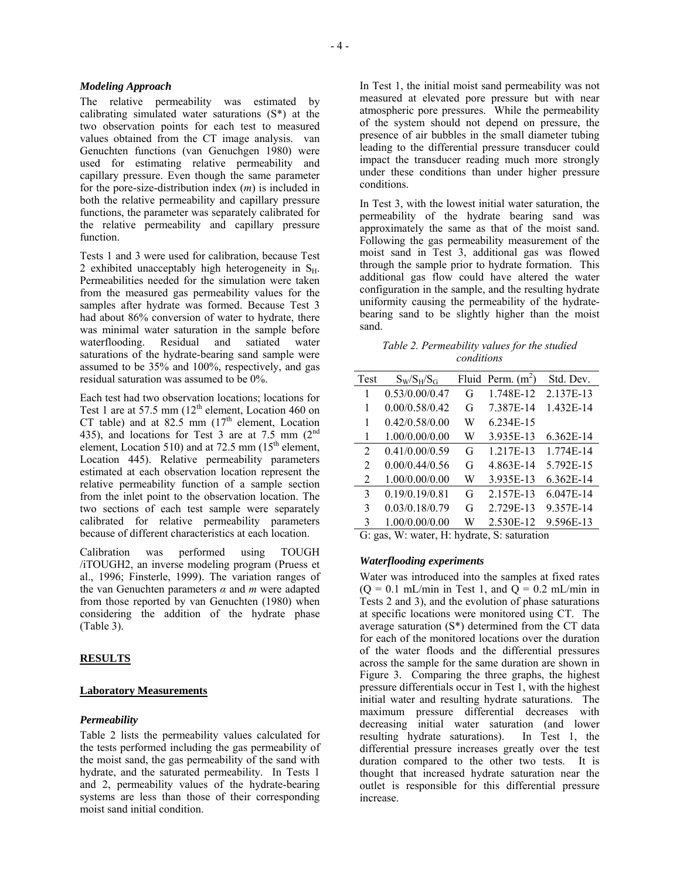### *Modeling Approach*

The relative permeability was estimated by calibrating simulated water saturations (S*) at the two observation points for each test to measured values obtained from the CT image analysis. van Genuchten functions (van Genuchgen 1980) were used for estimating relative permeability and capillary pressure. Even though the same parameter for the pore-size-distribution index (*m*) is included in both the relative permeability and capillary pressure functions, the parameter was separately calibrated for the relative permeability and capillary pressure function.

Tests 1 and 3 were used for calibration, because Test 2 exhibited unacceptably high heterogeneity in $S_H$. Permeabilities needed for the simulation were taken from the measured gas permeability values for the samples after hydrate was formed. Because Test 3 had about 86% conversion of water to hydrate, there was minimal water saturation in the sample before waterflooding. Residual and satiated water saturations of the hydrate-bearing sand sample were assumed to be 35% and 100%, respectively, and gas residual saturation was assumed to be 0%.

Each test had two observation locations; locations for Test 1 are at 57.5 mm (12th element, Location 460 on CT table) and at 82.5 mm (17th element, Location 435), and locations for Test 3 are at 7.5 mm (2nd element, Location 510) and at 72.5 mm (15th element, Location 445). Relative permeability parameters estimated at each observation location represent the relative permeability function of a sample section from the inlet point to the observation location. The two sections of each test sample were separately calibrated for relative permeability parameters because of different characteristics at each location.

Calibration was performed using TOUGH /iTOUGH2, an inverse modeling program (Pruess et al., 1996; Finsterle, 1999). The variation ranges of the van Genuchten parameters *α* and *m* were adapted from those reported by van Genuchten (1980) when considering the addition of the hydrate phase (Table 3).

## **RESULTS**

### **Laboratory Measurements**

### *Permeability*

Table 2 lists the permeability values calculated for the tests performed including the gas permeability of the moist sand, the gas permeability of the sand with hydrate, and the saturated permeability. In Tests 1 and 2, permeability values of the hydrate-bearing systems are less than those of their corresponding moist sand initial condition.

In Test 1, the initial moist sand permeability was not measured at elevated pore pressure but with near atmospheric pore pressures. While the permeability of the system should not depend on pressure, the presence of air bubbles in the small diameter tubing leading to the differential pressure transducer could impact the transducer reading much more strongly under these conditions than under higher pressure conditions.

In Test 3, with the lowest initial water saturation, the permeability of the hydrate bearing sand was approximately the same as that of the moist sand. Following the gas permeability measurement of the moist sand in Test 3, additional gas was flowed through the sample prior to hydrate formation. This additional gas flow could have altered the water configuration in the sample, and the resulting hydrate uniformity causing the permeability of the hydrate-bearing sand to be slightly higher than the moist sand.

*Table 2. Permeability values for the studied conditions*

| Test | $S_W/S_H/S_G$ | Fluid | Perm. ($m^2$) | Std. Dev. |
|---|---|---|---|---|
| 1 | 0.53/0.00/0.47 | G | 1.748E-12 | 2.137E-13 |
| 1 | 0.00/0.58/0.42 | G | 7.387E-14 | 1.432E-14 |
| 1 | 0.42/0.58/0.00 | W | 6.234E-15 | |
| 1 | 1.00/0.00/0.00 | W | 3.935E-13 | 6.362E-14 |
| 2 | 0.41/0.00/0.59 | G | 1.217E-13 | 1.774E-14 |
| 2 | 0.00/0.44/0.56 | G | 4.863E-14 | 5.792E-15 |
| 2 | 1.00/0.00/0.00 | W | 3.935E-13 | 6.362E-14 |
| 3 | 0.19/0.19/0.81 | G | 2.157E-13 | 6.047E-14 |
| 3 | 0.03/0.18/0.79 | G | 2.729E-13 | 9.357E-14 |
| 3 | 1.00/0.00/0.00 | W | 2.530E-12 | 9.596E-13 |

G: gas, W: water, H: hydrate, S: saturation

### *Waterflooding experiments*

Water was introduced into the samples at fixed rates (Q = 0.1 mL/min in Test 1, and Q = 0.2 mL/min in Tests 2 and 3), and the evolution of phase saturations at specific locations were monitored using CT. The average saturation (S*) determined from the CT data for each of the monitored locations over the duration of the water floods and the differential pressures across the sample for the same duration are shown in Figure 3. Comparing the three graphs, the highest pressure differentials occur in Test 1, with the highest initial water and resulting hydrate saturations. The maximum pressure differential decreases with decreasing initial water saturation (and lower resulting hydrate saturations). In Test 1, the differential pressure increases greatly over the test duration compared to the other two tests. It is thought that increased hydrate saturation near the outlet is responsible for this differential pressure increase.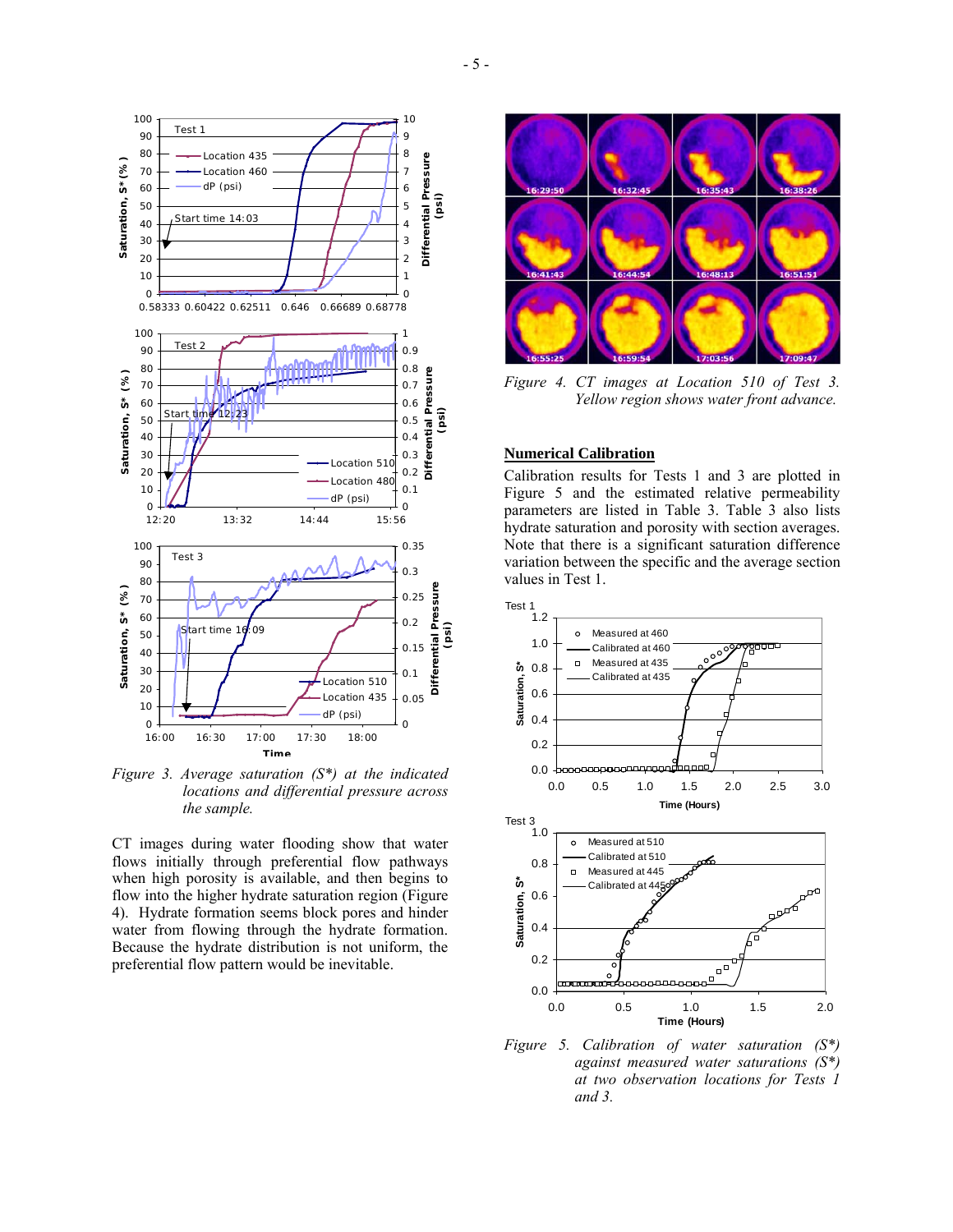*Figure 3. Average saturation (S*) at the indicated locations and differential pressure across the sample.*

CT images during water flooding show that water flows initially through preferential flow pathways when high porosity is available, and then begins to flow into the higher hydrate saturation region (Figure 4). Hydrate formation seems block pores and hinder water from flowing through the hydrate formation. Because the hydrate distribution is not uniform, the preferential flow pattern would be inevitable.

*Figure 4. CT images at Location 510 of Test 3. Yellow region shows water front advance.*

## Numerical Calibration

Calibration results for Tests 1 and 3 are plotted in Figure 5 and the estimated relative permeability parameters are listed in Table 3. Table 3 also lists hydrate saturation and porosity with section averages. Note that there is a significant saturation difference variation between the specific and the average section values in Test 1.

*Figure 5. Calibration of water saturation (S*) against measured water saturations (S*) at two observation locations for Tests 1 and 3.*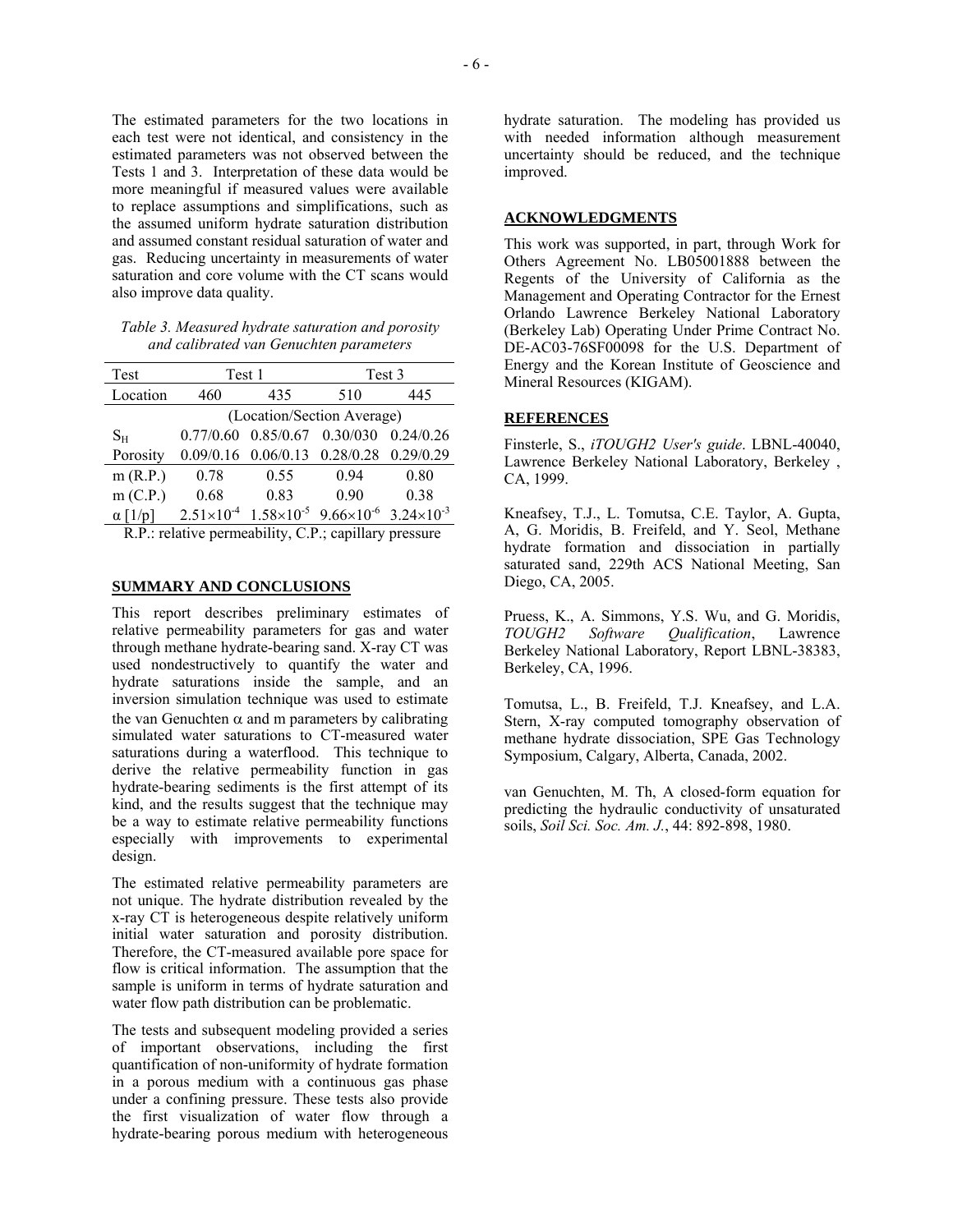The estimated parameters for the two locations in each test were not identical, and consistency in the estimated parameters was not observed between the Tests 1 and 3. Interpretation of these data would be more meaningful if measured values were available to replace assumptions and simplifications, such as the assumed uniform hydrate saturation distribution and assumed constant residual saturation of water and gas. Reducing uncertainty in measurements of water saturation and core volume with the CT scans would also improve data quality.

*Table 3. Measured hydrate saturation and porosity and calibrated van Genuchten parameters*

| Test | Test 1 | | Test 3 | |
|---|---|---|---|---|
| Location | 460 | 435 | 510 | 445 |
| | (Location/Section Average) | | | |
| $S_H$ | 0.77/0.60 | 0.85/0.67 | 0.30/030 | 0.24/0.26 |
| Porosity | 0.09/0.16 | 0.06/0.13 | 0.28/0.28 | 0.29/0.29 |
| m (R.P.) | 0.78 | 0.55 | 0.94 | 0.80 |
| m (C.P.) | 0.68 | 0.83 | 0.90 | 0.38 |
| $\alpha$ [1/p] | $2.51\times10^{-4}$ | $1.58\times10^{-5}$ | $9.66\times10^{-6}$ | $3.24\times10^{-3}$ |

R.P.: relative permeability, C.P.; capillary pressure

## SUMMARY AND CONCLUSIONS

This report describes preliminary estimates of relative permeability parameters for gas and water through methane hydrate-bearing sand. X-ray CT was used nondestructively to quantify the water and hydrate saturations inside the sample, and an inversion simulation technique was used to estimate the van Genuchten $\alpha$ and m parameters by calibrating simulated water saturations to CT-measured water saturations during a waterflood. This technique to derive the relative permeability function in gas hydrate-bearing sediments is the first attempt of its kind, and the results suggest that the technique may be a way to estimate relative permeability functions especially with improvements to experimental design.

The estimated relative permeability parameters are not unique. The hydrate distribution revealed by the x-ray CT is heterogeneous despite relatively uniform initial water saturation and porosity distribution. Therefore, the CT-measured available pore space for flow is critical information. The assumption that the sample is uniform in terms of hydrate saturation and water flow path distribution can be problematic.

The tests and subsequent modeling provided a series of important observations, including the first quantification of non-uniformity of hydrate formation in a porous medium with a continuous gas phase under a confining pressure. These tests also provide the first visualization of water flow through a hydrate-bearing porous medium with heterogeneous hydrate saturation. The modeling has provided us with needed information although measurement uncertainty should be reduced, and the technique improved.

## ACKNOWLEDGMENTS

This work was supported, in part, through Work for Others Agreement No. LB05001888 between the Regents of the University of California as the Management and Operating Contractor for the Ernest Orlando Lawrence Berkeley National Laboratory (Berkeley Lab) Operating Under Prime Contract No. DE-AC03-76SF00098 for the U.S. Department of Energy and the Korean Institute of Geoscience and Mineral Resources (KIGAM).

## REFERENCES

Finsterle, S., *iTOUGH2 User's guide*. LBNL-40040, Lawrence Berkeley National Laboratory, Berkeley , CA, 1999.

Kneafsey, T.J., L. Tomutsa, C.E. Taylor, A. Gupta, A, G. Moridis, B. Freifeld, and Y. Seol, Methane hydrate formation and dissociation in partially saturated sand, 229th ACS National Meeting, San Diego, CA, 2005.

Pruess, K., A. Simmons, Y.S. Wu, and G. Moridis, *TOUGH2 Software Qualification*, Lawrence Berkeley National Laboratory, Report LBNL-38383, Berkeley, CA, 1996.

Tomutsa, L., B. Freifeld, T.J. Kneafsey, and L.A. Stern, X-ray computed tomography observation of methane hydrate dissociation, SPE Gas Technology Symposium, Calgary, Alberta, Canada, 2002.

van Genuchten, M. Th, A closed-form equation for predicting the hydraulic conductivity of unsaturated soils, *Soil Sci. Soc. Am. J.*, 44: 892-898, 1980.